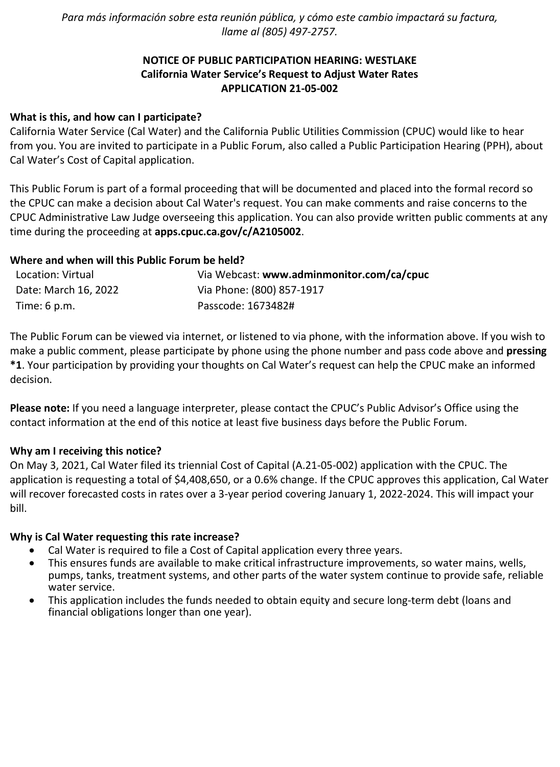*Para más información sobre esta reunión pública, y cómo este cambio impactará su factura, llame al (805) 497-2757.*

**NOTICE OF PUBLIC PARTICIPATION HEARING: WESTLAKE**
**California Water Service's Request to Adjust Water Rates**
**APPLICATION 21-05-002**

**What is this, and how can I participate?**

California Water Service (Cal Water) and the California Public Utilities Commission (CPUC) would like to hear from you. You are invited to participate in a Public Forum, also called a Public Participation Hearing (PPH), about Cal Water's Cost of Capital application.

This Public Forum is part of a formal proceeding that will be documented and placed into the formal record so the CPUC can make a decision about Cal Water's request. You can make comments and raise concerns to the CPUC Administrative Law Judge overseeing this application. You can also provide written public comments at any time during the proceeding at **apps.cpuc.ca.gov/c/A2105002**.

**Where and when will this Public Forum be held?**

| | |
|---|---|
| Location: Virtual | Via Webcast: **www.adminmonitor.com/ca/cpuc** |
| Date: March 16, 2022 | Via Phone: (800) 857-1917 |
| Time: 6 p.m. | Passcode: 1673482# |

The Public Forum can be viewed via internet, or listened to via phone, with the information above. If you wish to make a public comment, please participate by phone using the phone number and pass code above and **pressing *1**. Your participation by providing your thoughts on Cal Water's request can help the CPUC make an informed decision.

**Please note:** If you need a language interpreter, please contact the CPUC's Public Advisor's Office using the contact information at the end of this notice at least five business days before the Public Forum.

**Why am I receiving this notice?**

On May 3, 2021, Cal Water filed its triennial Cost of Capital (A.21-05-002) application with the CPUC. The application is requesting a total of $4,408,650, or a 0.6% change. If the CPUC approves this application, Cal Water will recover forecasted costs in rates over a 3-year period covering January 1, 2022-2024. This will impact your bill.

**Why is Cal Water requesting this rate increase?**

- Cal Water is required to file a Cost of Capital application every three years.
- This ensures funds are available to make critical infrastructure improvements, so water mains, wells, pumps, tanks, treatment systems, and other parts of the water system continue to provide safe, reliable water service.
- This application includes the funds needed to obtain equity and secure long-term debt (loans and financial obligations longer than one year).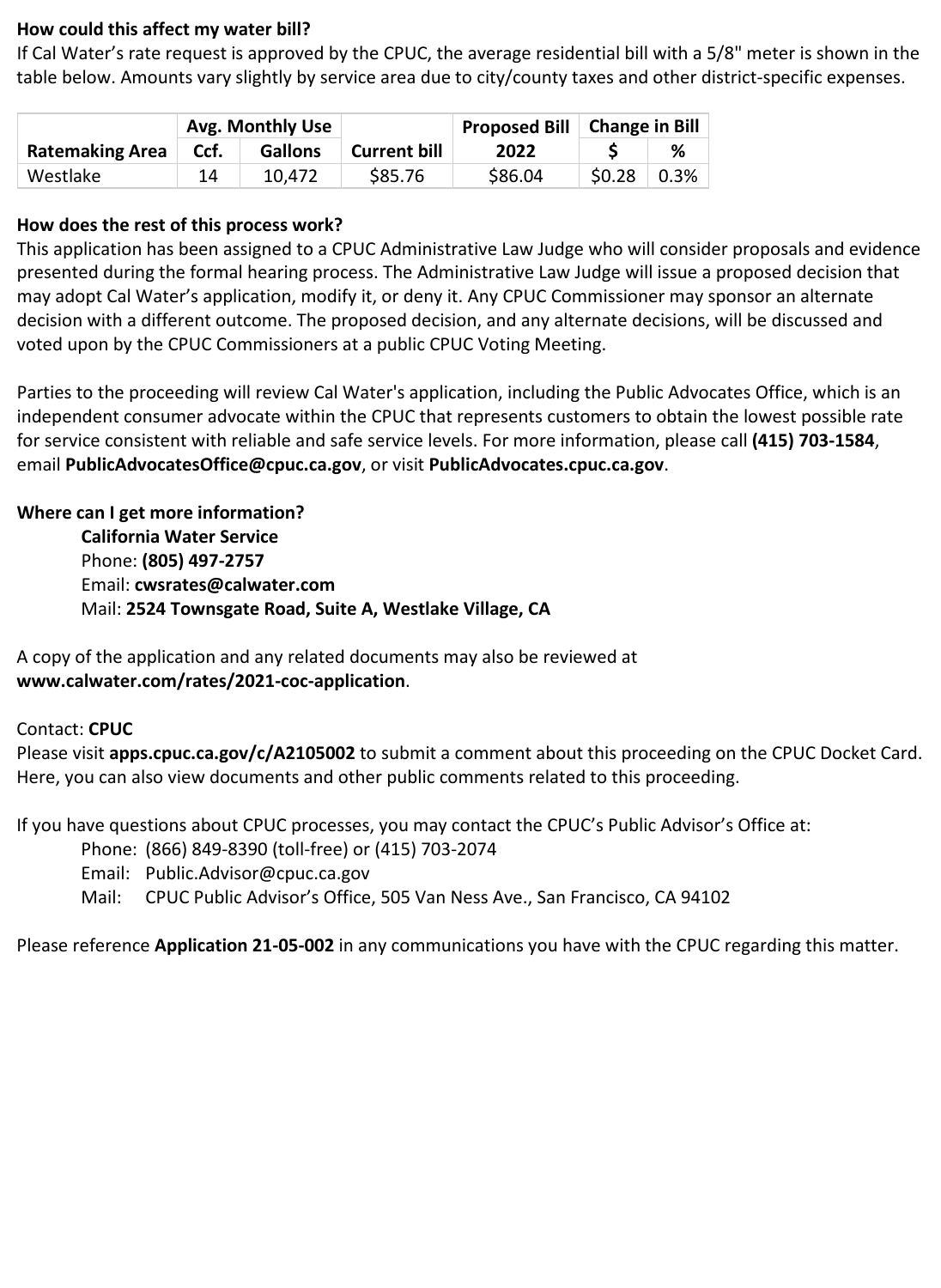**How could this affect my water bill?**

If Cal Water's rate request is approved by the CPUC, the average residential bill with a 5/8" meter is shown in the table below. Amounts vary slightly by service area due to city/county taxes and other district-specific expenses.

| | Avg. Monthly Use | | | Proposed Bill | Change in Bill | |
|---|---|---|---|---|---|---|
| **Ratemaking Area** | **Ccf.** | **Gallons** | **Current bill** | **2022** | **$** | **%** |
| Westlake | 14 | 10,472 | $85.76 | $86.04 | $0.28 | 0.3% |

**How does the rest of this process work?**

This application has been assigned to a CPUC Administrative Law Judge who will consider proposals and evidence presented during the formal hearing process. The Administrative Law Judge will issue a proposed decision that may adopt Cal Water's application, modify it, or deny it. Any CPUC Commissioner may sponsor an alternate decision with a different outcome. The proposed decision, and any alternate decisions, will be discussed and voted upon by the CPUC Commissioners at a public CPUC Voting Meeting.

Parties to the proceeding will review Cal Water's application, including the Public Advocates Office, which is an independent consumer advocate within the CPUC that represents customers to obtain the lowest possible rate for service consistent with reliable and safe service levels. For more information, please call **(415) 703-1584**, email **PublicAdvocatesOffice@cpuc.ca.gov**, or visit **PublicAdvocates.cpuc.ca.gov**.

**Where can I get more information?**

**California Water Service**
Phone: **(805) 497-2757**
Email: **cwsrates@calwater.com**
Mail: **2524 Townsgate Road, Suite A, Westlake Village, CA**

A copy of the application and any related documents may also be reviewed at **www.calwater.com/rates/2021-coc-application**.

Contact: **CPUC**
Please visit **apps.cpuc.ca.gov/c/A2105002** to submit a comment about this proceeding on the CPUC Docket Card. Here, you can also view documents and other public comments related to this proceeding.

If you have questions about CPUC processes, you may contact the CPUC's Public Advisor's Office at:

Phone: (866) 849-8390 (toll-free) or (415) 703-2074
Email: Public.Advisor@cpuc.ca.gov
Mail: CPUC Public Advisor's Office, 505 Van Ness Ave., San Francisco, CA 94102

Please reference **Application 21-05-002** in any communications you have with the CPUC regarding this matter.